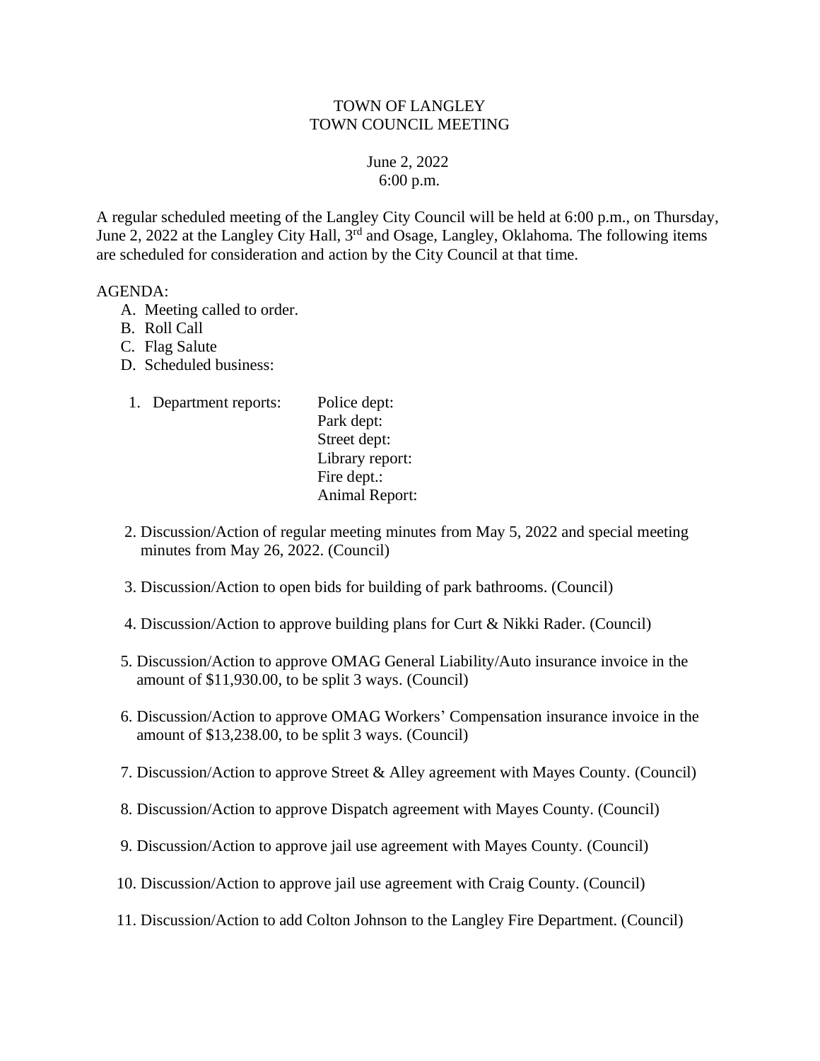# TOWN OF LANGLEY
# TOWN COUNCIL MEETING

June 2, 2022
6:00 p.m.

A regular scheduled meeting of the Langley City Council will be held at 6:00 p.m., on Thursday, June 2, 2022 at the Langley City Hall, 3rd and Osage, Langley, Oklahoma. The following items are scheduled for consideration and action by the City Council at that time.

AGENDA:

A. Meeting called to order.
B. Roll Call
C. Flag Salute
D. Scheduled business:

1. Department reports:
   - Police dept:
   - Park dept:
   - Street dept:
   - Library report:
   - Fire dept.:
   - Animal Report:

2. Discussion/Action of regular meeting minutes from May 5, 2022 and special meeting minutes from May 26, 2022. (Council)

3. Discussion/Action to open bids for building of park bathrooms. (Council)

4. Discussion/Action to approve building plans for Curt & Nikki Rader. (Council)

5. Discussion/Action to approve OMAG General Liability/Auto insurance invoice in the amount of $11,930.00, to be split 3 ways. (Council)

6. Discussion/Action to approve OMAG Workers' Compensation insurance invoice in the amount of $13,238.00, to be split 3 ways. (Council)

7. Discussion/Action to approve Street & Alley agreement with Mayes County. (Council)

8. Discussion/Action to approve Dispatch agreement with Mayes County. (Council)

9. Discussion/Action to approve jail use agreement with Mayes County. (Council)

10. Discussion/Action to approve jail use agreement with Craig County. (Council)

11. Discussion/Action to add Colton Johnson to the Langley Fire Department. (Council)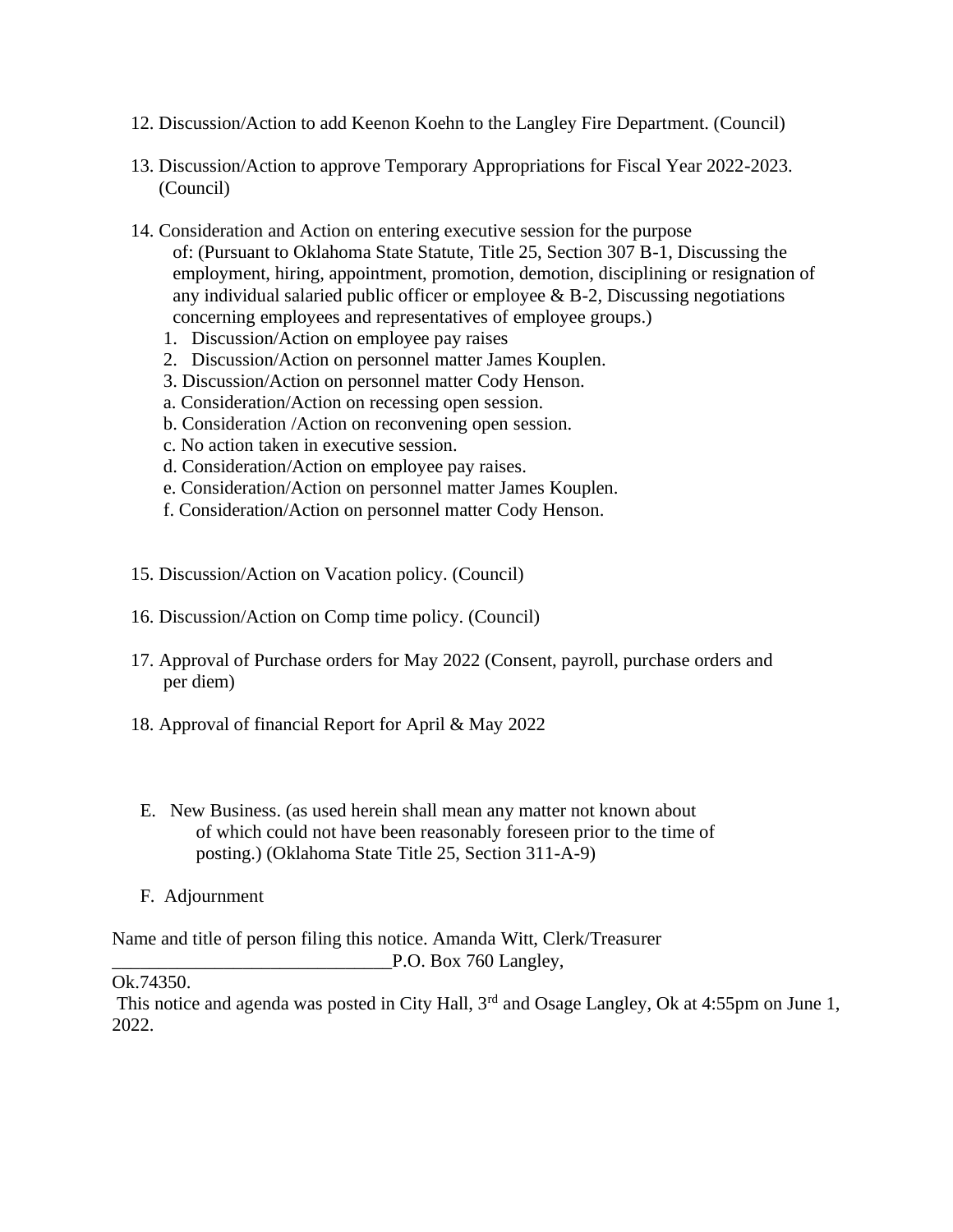12. Discussion/Action to add Keenon Koehn to the Langley Fire Department. (Council)

13. Discussion/Action to approve Temporary Appropriations for Fiscal Year 2022-2023. (Council)

14. Consideration and Action on entering executive session for the purpose of: (Pursuant to Oklahoma State Statute, Title 25, Section 307 B-1, Discussing the employment, hiring, appointment, promotion, demotion, disciplining or resignation of any individual salaried public officer or employee & B-2, Discussing negotiations concerning employees and representatives of employee groups.)
    1. Discussion/Action on employee pay raises
    2. Discussion/Action on personnel matter James Kouplen.
    3. Discussion/Action on personnel matter Cody Henson.
    
    a. Consideration/Action on recessing open session.
    b. Consideration /Action on reconvening open session.
    c. No action taken in executive session.
    d. Consideration/Action on employee pay raises.
    e. Consideration/Action on personnel matter James Kouplen.
    f. Consideration/Action on personnel matter Cody Henson.

15. Discussion/Action on Vacation policy. (Council)

16. Discussion/Action on Comp time policy. (Council)

17. Approval of Purchase orders for May 2022 (Consent, payroll, purchase orders and per diem)

18. Approval of financial Report for April & May 2022

E. New Business. (as used herein shall mean any matter not known about of which could not have been reasonably foreseen prior to the time of posting.) (Oklahoma State Title 25, Section 311-A-9)

F. Adjournment

Name and title of person filing this notice. Amanda Witt, Clerk/Treasurer
______________________________P.O. Box 760 Langley, Ok.74350.

This notice and agenda was posted in City Hall, 3rd and Osage Langley, Ok at 4:55pm on June 1, 2022.